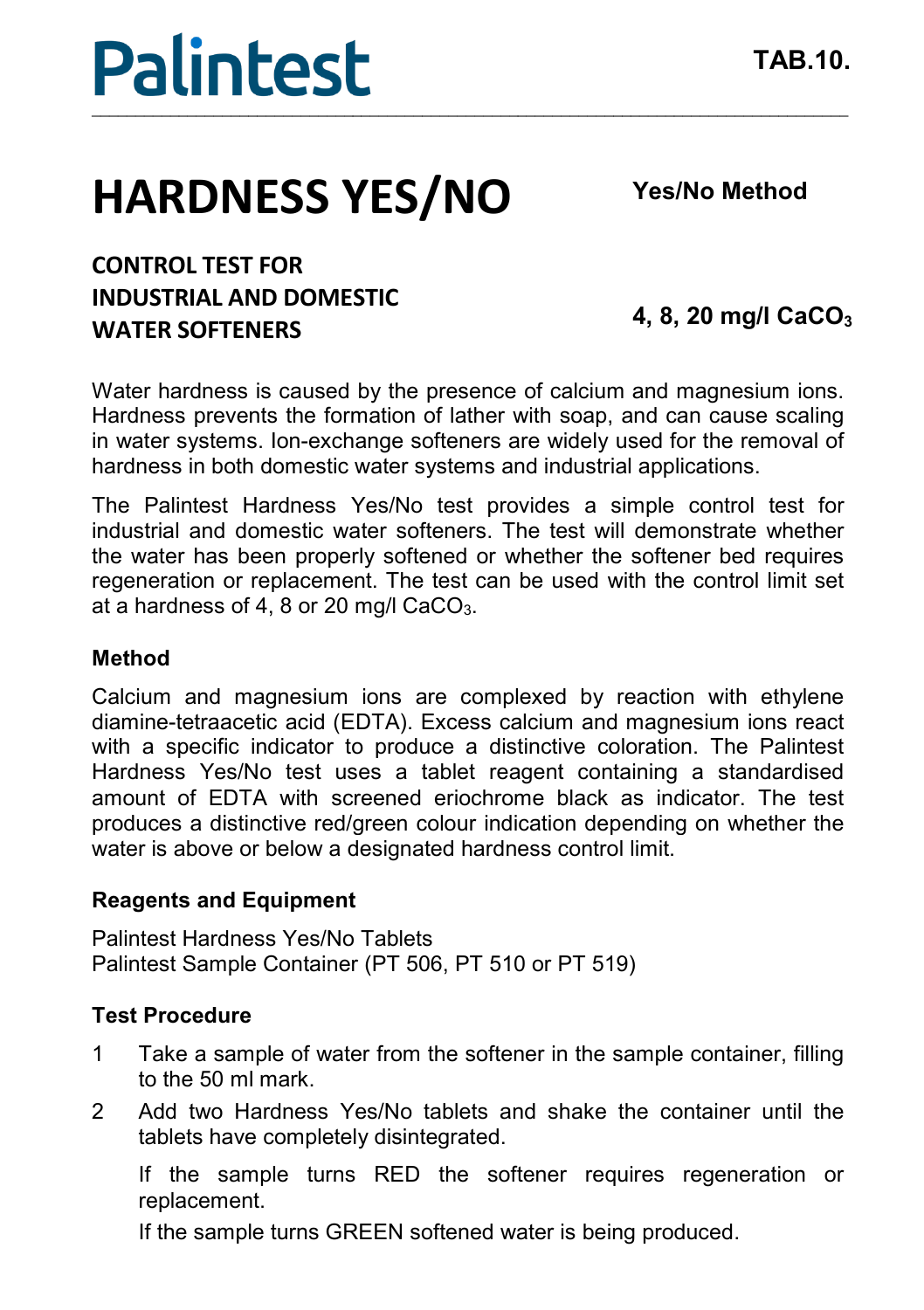Palintest

TAB.10.

# HARDNESS YES/NO

**Yes/No Method**

## CONTROL TEST FOR INDUSTRIAL AND DOMESTIC WATER SOFTENERS

**4, 8, 20 mg/l $CaCO_3$**

Water hardness is caused by the presence of calcium and magnesium ions. Hardness prevents the formation of lather with soap, and can cause scaling in water systems. Ion-exchange softeners are widely used for the removal of hardness in both domestic water systems and industrial applications.

The Palintest Hardness Yes/No test provides a simple control test for industrial and domestic water softeners. The test will demonstrate whether the water has been properly softened or whether the softener bed requires regeneration or replacement. The test can be used with the control limit set at a hardness of 4, 8 or 20 mg/l $CaCO_3$.

### Method

Calcium and magnesium ions are complexed by reaction with ethylene diamine-tetraacetic acid (EDTA). Excess calcium and magnesium ions react with a specific indicator to produce a distinctive coloration. The Palintest Hardness Yes/No test uses a tablet reagent containing a standardised amount of EDTA with screened eriochrome black as indicator. The test produces a distinctive red/green colour indication depending on whether the water is above or below a designated hardness control limit.

### Reagents and Equipment

Palintest Hardness Yes/No Tablets
Palintest Sample Container (PT 506, PT 510 or PT 519)

### Test Procedure

1. Take a sample of water from the softener in the sample container, filling to the 50 ml mark.
2. Add two Hardness Yes/No tablets and shake the container until the tablets have completely disintegrated.

   If the sample turns RED the softener requires regeneration or replacement.

   If the sample turns GREEN softened water is being produced.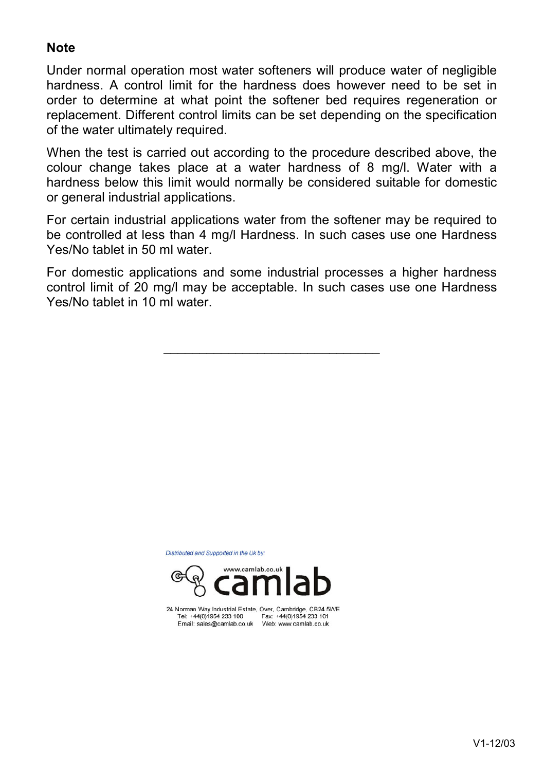**Note**

Under normal operation most water softeners will produce water of negligible hardness. A control limit for the hardness does however need to be set in order to determine at what point the softener bed requires regeneration or replacement. Different control limits can be set depending on the specification of the water ultimately required.

When the test is carried out according to the procedure described above, the colour change takes place at a water hardness of 8 mg/l. Water with a hardness below this limit would normally be considered suitable for domestic or general industrial applications.

For certain industrial applications water from the softener may be required to be controlled at less than 4 mg/l Hardness. In such cases use one Hardness Yes/No tablet in 50 ml water.

For domestic applications and some industrial processes a higher hardness control limit of 20 mg/l may be acceptable. In such cases use one Hardness Yes/No tablet in 10 ml water.

---

*Distributed and Supported in the Uk by:*

www.camlab.co.uk
camlab

24 Norman Way Industrial Estate, Over, Cambridge, CB24 5WE
Tel: +44(0)1954 233 100 Fax: +44(0)1954 233 101
Email: sales@camlab.co.uk Web: www.camlab.co.uk

V1-12/03